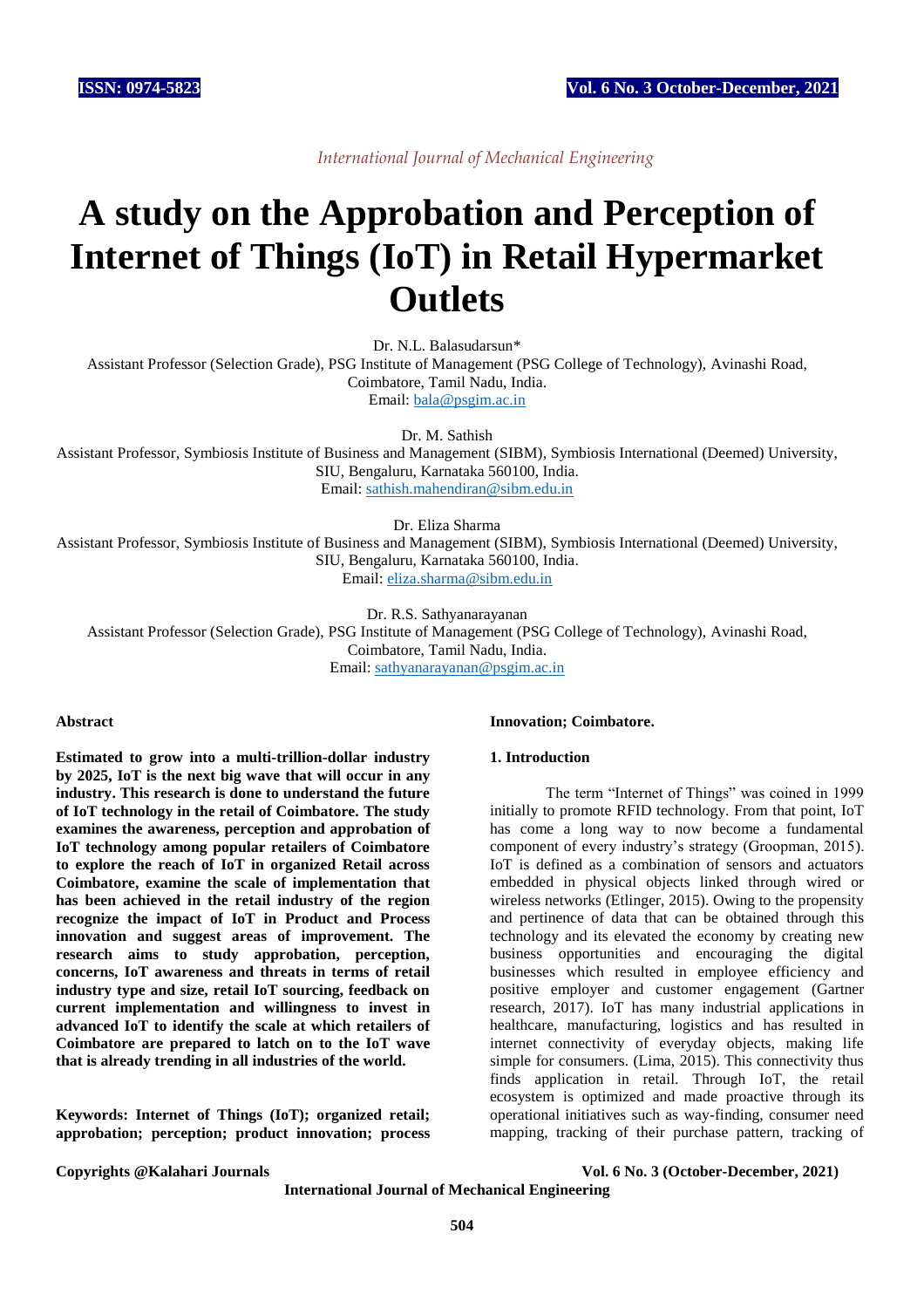*International Journal of Mechanical Engineering*

# A study on the Approbation and Perception of Internet of Things (IoT) in Retail Hypermarket Outlets

Dr. N.L. Balasudarsun*

Assistant Professor (Selection Grade), PSG Institute of Management (PSG College of Technology), Avinashi Road, Coimbatore, Tamil Nadu, India.

Email: bala@psgim.ac.in

Dr. M. Sathish

Assistant Professor, Symbiosis Institute of Business and Management (SIBM), Symbiosis International (Deemed) University, SIU, Bengaluru, Karnataka 560100, India.

Email: sathish.mahendiran@sibm.edu.in

Dr. Eliza Sharma

Assistant Professor, Symbiosis Institute of Business and Management (SIBM), Symbiosis International (Deemed) University, SIU, Bengaluru, Karnataka 560100, India.

Email: eliza.sharma@sibm.edu.in

Dr. R.S. Sathyanarayanan

Assistant Professor (Selection Grade), PSG Institute of Management (PSG College of Technology), Avinashi Road, Coimbatore, Tamil Nadu, India.

Email: sathyanarayanan@psgim.ac.in

## Abstract

**Estimated to grow into a multi-trillion-dollar industry by 2025, IoT is the next big wave that will occur in any industry. This research is done to understand the future of IoT technology in the retail of Coimbatore. The study examines the awareness, perception and approbation of IoT technology among popular retailers of Coimbatore to explore the reach of IoT in organized Retail across Coimbatore, examine the scale of implementation that has been achieved in the retail industry of the region recognize the impact of IoT in Product and Process innovation and suggest areas of improvement. The research aims to study approbation, perception, concerns, IoT awareness and threats in terms of retail industry type and size, retail IoT sourcing, feedback on current implementation and willingness to invest in advanced IoT to identify the scale at which retailers of Coimbatore are prepared to latch on to the IoT wave that is already trending in all industries of the world.**

**Keywords: Internet of Things (IoT); organized retail; approbation; perception; product innovation; process Innovation; Coimbatore.**

## 1. Introduction

The term "Internet of Things" was coined in 1999 initially to promote RFID technology. From that point, IoT has come a long way to now become a fundamental component of every industry's strategy (Groopman, 2015). IoT is defined as a combination of sensors and actuators embedded in physical objects linked through wired or wireless networks (Etlinger, 2015). Owing to the propensity and pertinence of data that can be obtained through this technology and its elevated the economy by creating new business opportunities and encouraging the digital businesses which resulted in employee efficiency and positive employer and customer engagement (Gartner research, 2017). IoT has many industrial applications in healthcare, manufacturing, logistics and has resulted in internet connectivity of everyday objects, making life simple for consumers. (Lima, 2015). This connectivity thus finds application in retail. Through IoT, the retail ecosystem is optimized and made proactive through its operational initiatives such as way-finding, consumer need mapping, tracking of their purchase pattern, tracking of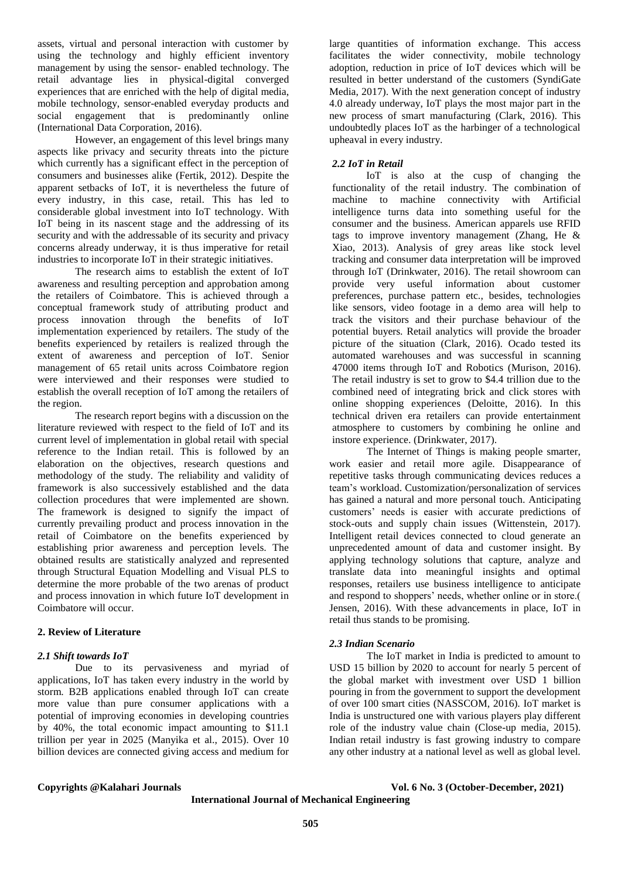assets, virtual and personal interaction with customer by using the technology and highly efficient inventory management by using the sensor- enabled technology. The retail advantage lies in physical-digital converged experiences that are enriched with the help of digital media, mobile technology, sensor-enabled everyday products and social engagement that is predominantly online (International Data Corporation, 2016).

However, an engagement of this level brings many aspects like privacy and security threats into the picture which currently has a significant effect in the perception of consumers and businesses alike (Fertik, 2012). Despite the apparent setbacks of IoT, it is nevertheless the future of every industry, in this case, retail. This has led to considerable global investment into IoT technology. With IoT being in its nascent stage and the addressing of its security and with the addressable of its security and privacy concerns already underway, it is thus imperative for retail industries to incorporate IoT in their strategic initiatives.

The research aims to establish the extent of IoT awareness and resulting perception and approbation among the retailers of Coimbatore. This is achieved through a conceptual framework study of attributing product and process innovation through the benefits of IoT implementation experienced by retailers. The study of the benefits experienced by retailers is realized through the extent of awareness and perception of IoT. Senior management of 65 retail units across Coimbatore region were interviewed and their responses were studied to establish the overall reception of IoT among the retailers of the region.

The research report begins with a discussion on the literature reviewed with respect to the field of IoT and its current level of implementation in global retail with special reference to the Indian retail. This is followed by an elaboration on the objectives, research questions and methodology of the study. The reliability and validity of framework is also successively established and the data collection procedures that were implemented are shown. The framework is designed to signify the impact of currently prevailing product and process innovation in the retail of Coimbatore on the benefits experienced by establishing prior awareness and perception levels. The obtained results are statistically analyzed and represented through Structural Equation Modelling and Visual PLS to determine the more probable of the two arenas of product and process innovation in which future IoT development in Coimbatore will occur.

## 2. Review of Literature

### *2.1 Shift towards IoT*

Due to its pervasiveness and myriad of applications, IoT has taken every industry in the world by storm. B2B applications enabled through IoT can create more value than pure consumer applications with a potential of improving economies in developing countries by 40%, the total economic impact amounting to $11.1 trillion per year in 2025 (Manyika et al., 2015). Over 10 billion devices are connected giving access and medium for large quantities of information exchange. This access facilitates the wider connectivity, mobile technology adoption, reduction in price of IoT devices which will be resulted in better understand of the customers (SyndiGate Media, 2017). With the next generation concept of industry 4.0 already underway, IoT plays the most major part in the new process of smart manufacturing (Clark, 2016). This undoubtedly places IoT as the harbinger of a technological upheaval in every industry.

### *2.2 IoT in Retail*

IoT is also at the cusp of changing the functionality of the retail industry. The combination of machine to machine connectivity with Artificial intelligence turns data into something useful for the consumer and the business. American apparels use RFID tags to improve inventory management (Zhang, He & Xiao, 2013). Analysis of grey areas like stock level tracking and consumer data interpretation will be improved through IoT (Drinkwater, 2016). The retail showroom can provide very useful information about customer preferences, purchase pattern etc., besides, technologies like sensors, video footage in a demo area will help to track the visitors and their purchase behaviour of the potential buyers. Retail analytics will provide the broader picture of the situation (Clark, 2016). Ocado tested its automated warehouses and was successful in scanning 47000 items through IoT and Robotics (Murison, 2016). The retail industry is set to grow to $4.4 trillion due to the combined need of integrating brick and click stores with online shopping experiences (Deloitte, 2016). In this technical driven era retailers can provide entertainment atmosphere to customers by combining he online and instore experience. (Drinkwater, 2017).

The Internet of Things is making people smarter, work easier and retail more agile. Disappearance of repetitive tasks through communicating devices reduces a team's workload. Customization/personalization of services has gained a natural and more personal touch. Anticipating customers' needs is easier with accurate predictions of stock-outs and supply chain issues (Wittenstein, 2017). Intelligent retail devices connected to cloud generate an unprecedented amount of data and customer insight. By applying technology solutions that capture, analyze and translate data into meaningful insights and optimal responses, retailers use business intelligence to anticipate and respond to shoppers' needs, whether online or in store.( Jensen, 2016). With these advancements in place, IoT in retail thus stands to be promising.

### *2.3 Indian Scenario*

The IoT market in India is predicted to amount to USD 15 billion by 2020 to account for nearly 5 percent of the global market with investment over USD 1 billion pouring in from the government to support the development of over 100 smart cities (NASSCOM, 2016). IoT market is India is unstructured one with various players play different role of the industry value chain (Close-up media, 2015). Indian retail industry is fast growing industry to compare any other industry at a national level as well as global level.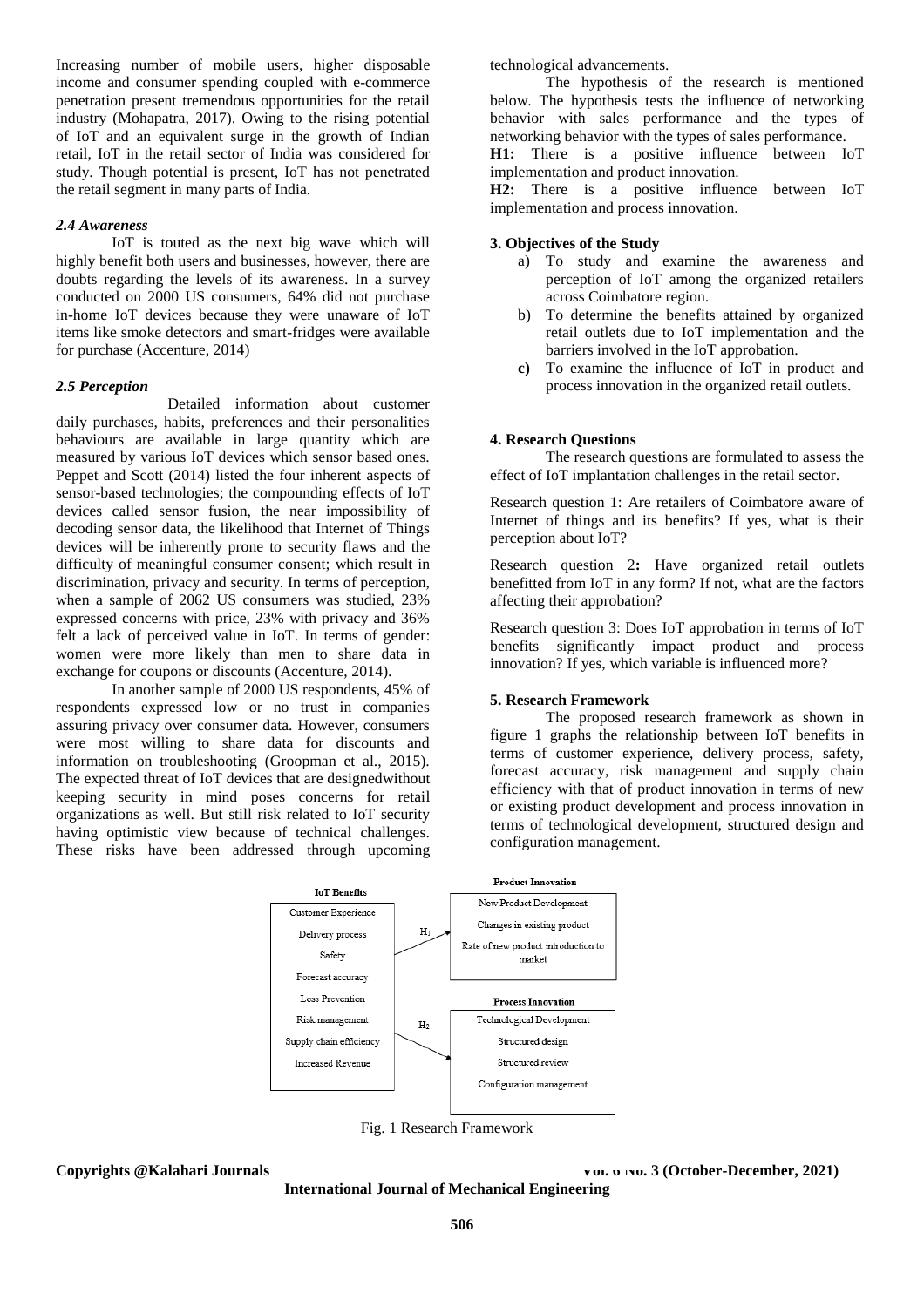Increasing number of mobile users, higher disposable income and consumer spending coupled with e-commerce penetration present tremendous opportunities for the retail industry (Mohapatra, 2017). Owing to the rising potential of IoT and an equivalent surge in the growth of Indian retail, IoT in the retail sector of India was considered for study. Though potential is present, IoT has not penetrated the retail segment in many parts of India.

### *2.4 Awareness*

IoT is touted as the next big wave which will highly benefit both users and businesses, however, there are doubts regarding the levels of its awareness. In a survey conducted on 2000 US consumers, 64% did not purchase in-home IoT devices because they were unaware of IoT items like smoke detectors and smart-fridges were available for purchase (Accenture, 2014)

### *2.5 Perception*

Detailed information about customer daily purchases, habits, preferences and their personalities behaviours are available in large quantity which are measured by various IoT devices which sensor based ones. Peppet and Scott (2014) listed the four inherent aspects of sensor-based technologies; the compounding effects of IoT devices called sensor fusion, the near impossibility of decoding sensor data, the likelihood that Internet of Things devices will be inherently prone to security flaws and the difficulty of meaningful consumer consent; which result in discrimination, privacy and security. In terms of perception, when a sample of 2062 US consumers was studied, 23% expressed concerns with price, 23% with privacy and 36% felt a lack of perceived value in IoT. In terms of gender: women were more likely than men to share data in exchange for coupons or discounts (Accenture, 2014).

In another sample of 2000 US respondents, 45% of respondents expressed low or no trust in companies assuring privacy over consumer data. However, consumers were most willing to share data for discounts and information on troubleshooting (Groopman et al., 2015). The expected threat of IoT devices that are designedwithout keeping security in mind poses concerns for retail organizations as well. But still risk related to IoT security having optimistic view because of technical challenges. These risks have been addressed through upcoming technological advancements.

The hypothesis of the research is mentioned below. The hypothesis tests the influence of networking behavior with sales performance and the types of networking behavior with the types of sales performance.

**H1:** There is a positive influence between IoT implementation and product innovation.

**H2:** There is a positive influence between IoT implementation and process innovation.

## 3. Objectives of the Study

a) To study and examine the awareness and perception of IoT among the organized retailers across Coimbatore region.

b) To determine the benefits attained by organized retail outlets due to IoT implementation and the barriers involved in the IoT approbation.

**c)** To examine the influence of IoT in product and process innovation in the organized retail outlets.

## 4. Research Questions

The research questions are formulated to assess the effect of IoT implantation challenges in the retail sector.

Research question 1: Are retailers of Coimbatore aware of Internet of things and its benefits? If yes, what is their perception about IoT?

Research question 2**:** Have organized retail outlets benefitted from IoT in any form? If not, what are the factors affecting their approbation?

Research question 3: Does IoT approbation in terms of IoT benefits significantly impact product and process innovation? If yes, which variable is influenced more?

## 5. Research Framework

The proposed research framework as shown in figure 1 graphs the relationship between IoT benefits in terms of customer experience, delivery process, safety, forecast accuracy, risk management and supply chain efficiency with that of product innovation in terms of new or existing product development and process innovation in terms of technological development, structured design and configuration management.

| IoT Benefits | | Product Innovation |
|---|---|---|
| Customer Experience | | New Product Development |
| Delivery process | $H_1$ | Changes in existing product |
| Safety | | Rate of new product introduction to market |
| Forecast accuracy | | |
| Loss Prevention | | **Process Innovation** |
| Risk management | $H_2$ | Technological Development |
| Supply chain efficiency | | Structured design |
| Increased Revenue | | Structured review |
| | | Configuration management |

Fig. 1 Research Framework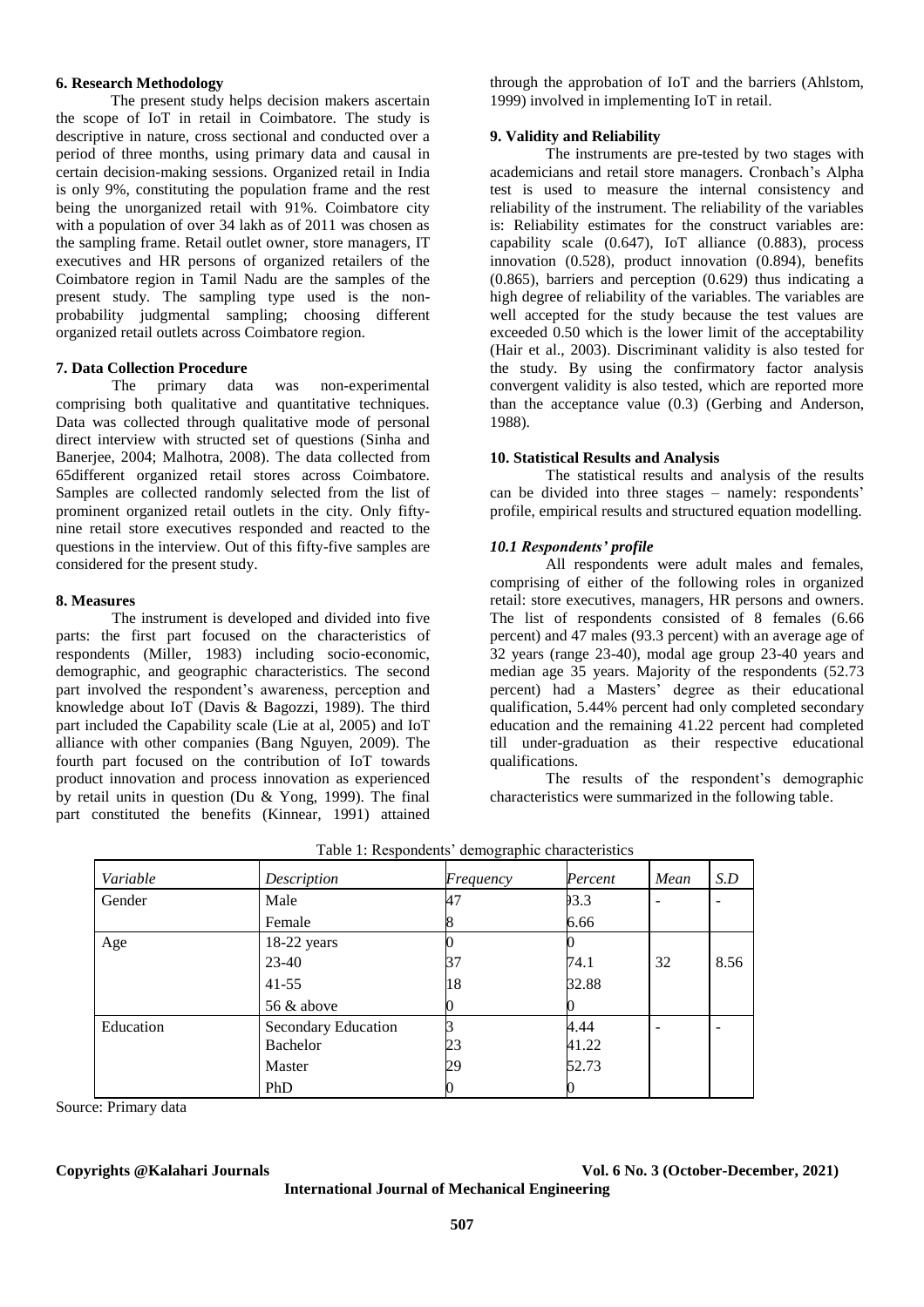## 6. Research Methodology

The present study helps decision makers ascertain the scope of IoT in retail in Coimbatore. The study is descriptive in nature, cross sectional and conducted over a period of three months, using primary data and causal in certain decision-making sessions. Organized retail in India is only 9%, constituting the population frame and the rest being the unorganized retail with 91%. Coimbatore city with a population of over 34 lakh as of 2011 was chosen as the sampling frame. Retail outlet owner, store managers, IT executives and HR persons of organized retailers of the Coimbatore region in Tamil Nadu are the samples of the present study. The sampling type used is the non-probability judgmental sampling; choosing different organized retail outlets across Coimbatore region.

## 7. Data Collection Procedure

The primary data was non-experimental comprising both qualitative and quantitative techniques. Data was collected through qualitative mode of personal direct interview with structed set of questions (Sinha and Banerjee, 2004; Malhotra, 2008). The data collected from 65different organized retail stores across Coimbatore. Samples are collected randomly selected from the list of prominent organized retail outlets in the city. Only fifty-nine retail store executives responded and reacted to the questions in the interview. Out of this fifty-five samples are considered for the present study.

## 8. Measures

The instrument is developed and divided into five parts: the first part focused on the characteristics of respondents (Miller, 1983) including socio-economic, demographic, and geographic characteristics. The second part involved the respondent's awareness, perception and knowledge about IoT (Davis & Bagozzi, 1989). The third part included the Capability scale (Lie at al, 2005) and IoT alliance with other companies (Bang Nguyen, 2009). The fourth part focused on the contribution of IoT towards product innovation and process innovation as experienced by retail units in question (Du & Yong, 1999). The final part constituted the benefits (Kinnear, 1991) attained through the approbation of IoT and the barriers (Ahlstom, 1999) involved in implementing IoT in retail.

## 9. Validity and Reliability

The instruments are pre-tested by two stages with academicians and retail store managers. Cronbach's Alpha test is used to measure the internal consistency and reliability of the instrument. The reliability of the variables is: Reliability estimates for the construct variables are: capability scale (0.647), IoT alliance (0.883), process innovation (0.528), product innovation (0.894), benefits (0.865), barriers and perception (0.629) thus indicating a high degree of reliability of the variables. The variables are well accepted for the study because the test values are exceeded 0.50 which is the lower limit of the acceptability (Hair et al., 2003). Discriminant validity is also tested for the study. By using the confirmatory factor analysis convergent validity is also tested, which are reported more than the acceptance value (0.3) (Gerbing and Anderson, 1988).

## 10. Statistical Results and Analysis

The statistical results and analysis of the results can be divided into three stages – namely: respondents' profile, empirical results and structured equation modelling.

### *10.1 Respondents' profile*

All respondents were adult males and females, comprising of either of the following roles in organized retail: store executives, managers, HR persons and owners. The list of respondents consisted of 8 females (6.66 percent) and 47 males (93.3 percent) with an average age of 32 years (range 23-40), modal age group 23-40 years and median age 35 years. Majority of the respondents (52.73 percent) had a Masters' degree as their educational qualification, 5.44% percent had only completed secondary education and the remaining 41.22 percent had completed till under-graduation as their respective educational qualifications.

The results of the respondent's demographic characteristics were summarized in the following table.

Table 1: Respondents' demographic characteristics

| *Variable* | *Description* | *Frequency* | *Percent* | *Mean* | *S.D* |
|---|---|---|---|---|---|
| Gender | Male | 47 | 93.3 | - | - |
| | Female | 8 | 6.66 | | |
| Age | 18-22 years | 0 | 0 | | |
| | 23-40 | 37 | 74.1 | 32 | 8.56 |
| | 41-55 | 18 | 32.88 | | |
| | 56 & above | 0 | 0 | | |
| Education | Secondary Education | 3 | 4.44 | - | - |
| | Bachelor | 23 | 41.22 | | |
| | Master | 29 | 52.73 | | |
| | PhD | 0 | 0 | | |

Source: Primary data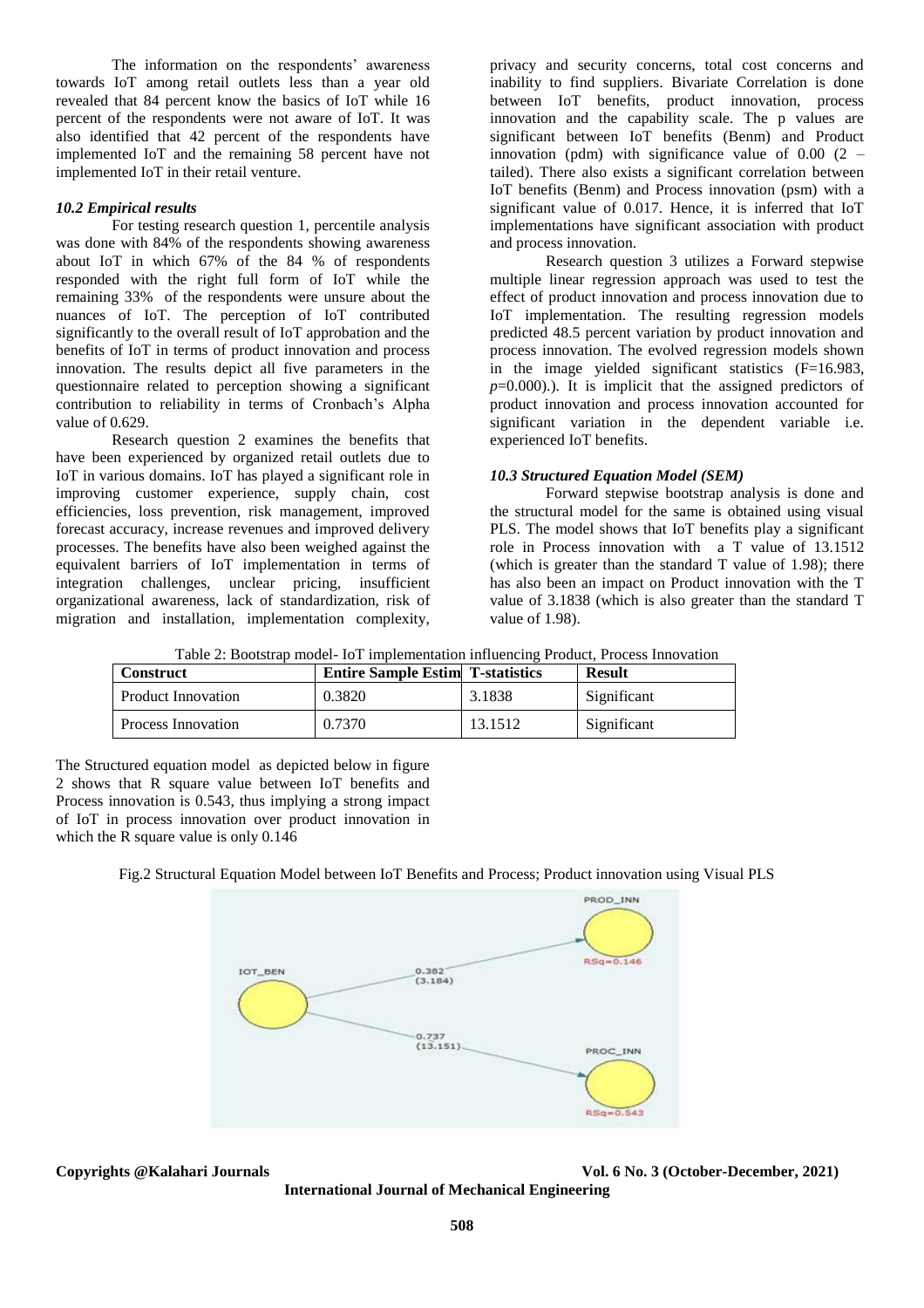The information on the respondents' awareness towards IoT among retail outlets less than a year old revealed that 84 percent know the basics of IoT while 16 percent of the respondents were not aware of IoT. It was also identified that 42 percent of the respondents have implemented IoT and the remaining 58 percent have not implemented IoT in their retail venture.

### *10.2 Empirical results*

For testing research question 1, percentile analysis was done with 84% of the respondents showing awareness about IoT in which 67% of the 84 % of respondents responded with the right full form of IoT while the remaining 33% of the respondents were unsure about the nuances of IoT. The perception of IoT contributed significantly to the overall result of IoT approbation and the benefits of IoT in terms of product innovation and process innovation. The results depict all five parameters in the questionnaire related to perception showing a significant contribution to reliability in terms of Cronbach's Alpha value of 0.629.

Research question 2 examines the benefits that have been experienced by organized retail outlets due to IoT in various domains. IoT has played a significant role in improving customer experience, supply chain, cost efficiencies, loss prevention, risk management, improved forecast accuracy, increase revenues and improved delivery processes. The benefits have also been weighed against the equivalent barriers of IoT implementation in terms of integration challenges, unclear pricing, insufficient organizational awareness, lack of standardization, risk of migration and installation, implementation complexity, privacy and security concerns, total cost concerns and inability to find suppliers. Bivariate Correlation is done between IoT benefits, product innovation, process innovation and the capability scale. The p values are significant between IoT benefits (Benm) and Product innovation (pdm) with significance value of 0.00 (2 – tailed). There also exists a significant correlation between IoT benefits (Benm) and Process innovation (psm) with a significant value of 0.017. Hence, it is inferred that IoT implementations have significant association with product and process innovation.

Research question 3 utilizes a Forward stepwise multiple linear regression approach was used to test the effect of product innovation and process innovation due to IoT implementation. The resulting regression models predicted 48.5 percent variation by product innovation and process innovation. The evolved regression models shown in the image yielded significant statistics ($F=16.983$, $p=0.000$).). It is implicit that the assigned predictors of product innovation and process innovation accounted for significant variation in the dependent variable i.e. experienced IoT benefits.

### *10.3 Structured Equation Model (SEM)*

Forward stepwise bootstrap analysis is done and the structural model for the same is obtained using visual PLS. The model shows that IoT benefits play a significant role in Process innovation with a T value of 13.1512 (which is greater than the standard T value of 1.98); there has also been an impact on Product innovation with the T value of 3.1838 (which is also greater than the standard T value of 1.98).

Table 2: Bootstrap model- IoT implementation influencing Product, Process Innovation

| Construct | Entire Sample Estim | T-statistics | Result |
|---|---|---|---|
| Product Innovation | 0.3820 | 3.1838 | Significant |
| Process Innovation | 0.7370 | 13.1512 | Significant |

The Structured equation model as depicted below in figure 2 shows that R square value between IoT benefits and Process innovation is 0.543, thus implying a strong impact of IoT in process innovation over product innovation in which the R square value is only 0.146

Fig.2 Structural Equation Model between IoT Benefits and Process; Product innovation using Visual PLS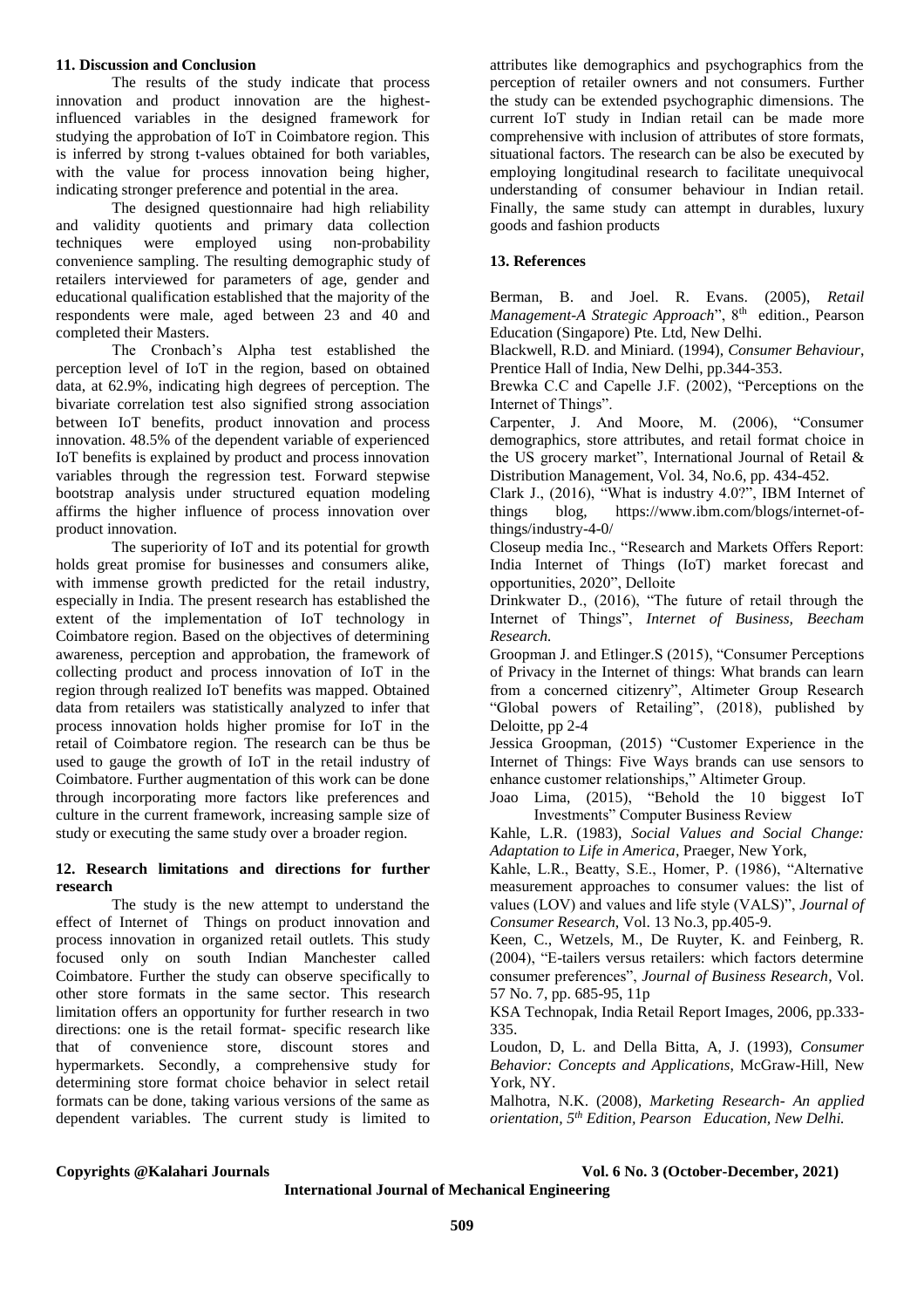## 11. Discussion and Conclusion

The results of the study indicate that process innovation and product innovation are the highest-influenced variables in the designed framework for studying the approbation of IoT in Coimbatore region. This is inferred by strong t-values obtained for both variables, with the value for process innovation being higher, indicating stronger preference and potential in the area.

The designed questionnaire had high reliability and validity quotients and primary data collection techniques were employed using non-probability convenience sampling. The resulting demographic study of retailers interviewed for parameters of age, gender and educational qualification established that the majority of the respondents were male, aged between 23 and 40 and completed their Masters.

The Cronbach's Alpha test established the perception level of IoT in the region, based on obtained data, at 62.9%, indicating high degrees of perception. The bivariate correlation test also signified strong association between IoT benefits, product innovation and process innovation. 48.5% of the dependent variable of experienced IoT benefits is explained by product and process innovation variables through the regression test. Forward stepwise bootstrap analysis under structured equation modeling affirms the higher influence of process innovation over product innovation.

The superiority of IoT and its potential for growth holds great promise for businesses and consumers alike, with immense growth predicted for the retail industry, especially in India. The present research has established the extent of the implementation of IoT technology in Coimbatore region. Based on the objectives of determining awareness, perception and approbation, the framework of collecting product and process innovation of IoT in the region through realized IoT benefits was mapped. Obtained data from retailers was statistically analyzed to infer that process innovation holds higher promise for IoT in the retail of Coimbatore region. The research can be thus be used to gauge the growth of IoT in the retail industry of Coimbatore. Further augmentation of this work can be done through incorporating more factors like preferences and culture in the current framework, increasing sample size of study or executing the same study over a broader region.

## 12. Research limitations and directions for further research

The study is the new attempt to understand the effect of Internet of Things on product innovation and process innovation in organized retail outlets. This study focused only on south Indian Manchester called Coimbatore. Further the study can observe specifically to other store formats in the same sector. This research limitation offers an opportunity for further research in two directions: one is the retail format- specific research like that of convenience store, discount stores and hypermarkets. Secondly, a comprehensive study for determining store format choice behavior in select retail formats can be done, taking various versions of the same as dependent variables. The current study is limited to attributes like demographics and psychographics from the perception of retailer owners and not consumers. Further the study can be extended psychographic dimensions. The current IoT study in Indian retail can be made more comprehensive with inclusion of attributes of store formats, situational factors. The research can be also be executed by employing longitudinal research to facilitate unequivocal understanding of consumer behaviour in Indian retail. Finally, the same study can attempt in durables, luxury goods and fashion products

## 13. References

Berman, B. and Joel. R. Evans. (2005), *Retail Management-A Strategic Approach*", 8th edition., Pearson Education (Singapore) Pte. Ltd, New Delhi.

Blackwell R.D. and Miniard. (1994), *Consumer Behaviour*, Prentice Hall of India, New Delhi, pp.344-353.

Brewka C.C and Capelle J.F. (2002), "Perceptions on the Internet of Things".

Carpenter, J. And Moore, M. (2006), "Consumer demographics, store attributes, and retail format choice in the US grocery market", International Journal of Retail & Distribution Management, Vol. 34, No.6, pp. 434-452.

Clark J., (2016), "What is industry 4.0?", IBM Internet of things blog, https://www.ibm.com/blogs/internet-of-things/industry-4-0/

Closeup media Inc., "Research and Markets Offers Report: India Internet of Things (IoT) market forecast and opportunities, 2020", Delloite

Drinkwater D., (2016), "The future of retail through the Internet of Things", *Internet of Business, Beecham Research.*

Groopman J. and Etlinger.S (2015), "Consumer Perceptions of Privacy in the Internet of things: What brands can learn from a concerned citizenry", Altimeter Group Research "Global powers of Retailing", (2018), published by Deloitte, pp 2-4

Jessica Groopman, (2015) "Customer Experience in the Internet of Things: Five Ways brands can use sensors to enhance customer relationships," Altimeter Group.

Joao Lima, (2015), "Behold the 10 biggest IoT Investments" Computer Business Review

Kahle, L.R. (1983), *Social Values and Social Change: Adaptation to Life in America*, Praeger, New York,

Kahle, L.R., Beatty, S.E., Homer, P. (1986), "Alternative measurement approaches to consumer values: the list of values (LOV) and values and life style (VALS)", *Journal of Consumer Research*, Vol. 13 No.3, pp.405-9.

Keen, C., Wetzels, M., De Ruyter, K. and Feinberg, R. (2004), "E-tailers versus retailers: which factors determine consumer preferences", *Journal of Business Research*, Vol. 57 No. 7, pp. 685-95, 11p

KSA Technopak, India Retail Report Images, 2006, pp.333-335.

Loudon, D, L. and Della Bitta, A, J. (1993), *Consumer Behavior: Concepts and Applications*, McGraw-Hill, New York, NY.

Malhotra, N.K. (2008), *Marketing Research- An applied orientation, 5th Edition, Pearson Education, New Delhi.*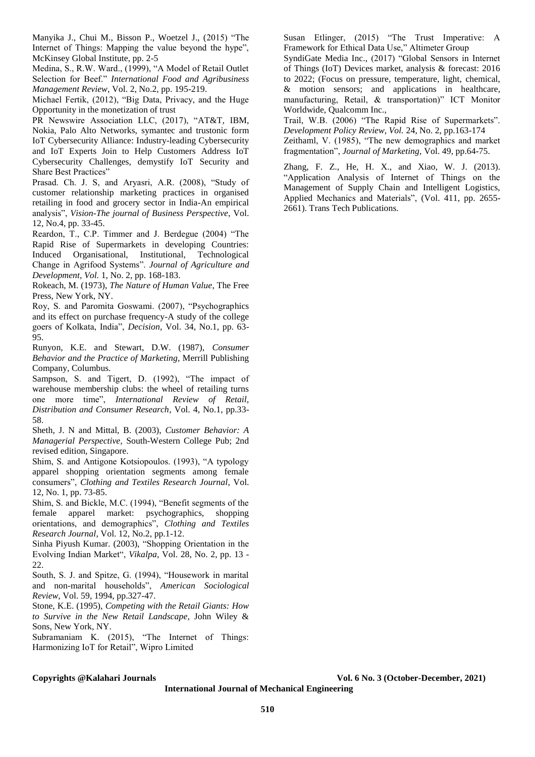Manyika J., Chui M., Bisson P., Woetzel J., (2015) "The Internet of Things: Mapping the value beyond the hype", McKinsey Global Institute, pp. 2-5

Medina, S., R.W. Ward., (1999), "A Model of Retail Outlet Selection for Beef." *International Food and Agribusiness Management Review*, Vol. 2, No.2, pp. 195-219.

Michael Fertik, (2012), "Big Data, Privacy, and the Huge Opportunity in the monetization of trust

PR Newswire Association LLC, (2017), "AT&T, IBM, Nokia, Palo Alto Networks, symantec and trustonic form IoT Cybersecurity Alliance: Industry-leading Cybersecurity and IoT Experts Join to Help Customers Address IoT Cybersecurity Challenges, demystify IoT Security and Share Best Practices"

Prasad. Ch. J. S, and Aryasri, A.R. (2008), "Study of customer relationship marketing practices in organised retailing in food and grocery sector in India-An empirical analysis", *Vision-The journal of Business Perspective*, Vol. 12, No.4, pp. 33-45.

Reardon, T., C.P. Timmer and J. Berdegue (2004) "The Rapid Rise of Supermarkets in developing Countries: Induced Organisational, Institutional, Technological Change in Agrifood Systems". *Journal of Agriculture and Development, Vol.* 1, No. 2, pp. 168-183.

Rokeach, M. (1973), *The Nature of Human Value*, The Free Press, New York, NY.

Roy, S. and Paromita Goswami. (2007), "Psychographics and its effect on purchase frequency-A study of the college goers of Kolkata, India", *Decision*, Vol. 34, No.1, pp. 63-95.

Runyon, K.E. and Stewart, D.W. (1987), *Consumer Behavior and the Practice of Marketing*, Merrill Publishing Company, Columbus.

Sampson, S. and Tigert, D. (1992), "The impact of warehouse membership clubs: the wheel of retailing turns one more time", *International Review of Retail, Distribution and Consumer Research*, Vol. 4, No.1, pp.33-58.

Sheth, J. N and Mittal, B. (2003), *Customer Behavior: A Managerial Perspective*, South-Western College Pub; 2nd revised edition, Singapore.

Shim, S. and Antigone Kotsiopoulos. (1993), "A typology apparel shopping orientation segments among female consumers", *Clothing and Textiles Research Journal*, Vol. 12, No. 1, pp. 73-85.

Shim, S. and Bickle, M.C. (1994), "Benefit segments of the female apparel market: psychographics, shopping orientations, and demographics", *Clothing and Textiles Research Journal*, Vol. 12, No.2, pp.1-12.

Sinha Piyush Kumar. (2003), "Shopping Orientation in the Evolving Indian Market", *Vikalpa*, Vol. 28, No. 2, pp. 13 - 22.

South, S. J. and Spitze, G. (1994), "Housework in marital and non-marital households", *American Sociological Review*, Vol. 59, 1994, pp.327-47.

Stone, K.E. (1995), *Competing with the Retail Giants: How to Survive in the New Retail Landscape*, John Wiley & Sons, New York, NY.

Subramaniam K. (2015), "The Internet of Things: Harmonizing IoT for Retail", Wipro Limited

Susan Etlinger, (2015) "The Trust Imperative: A Framework for Ethical Data Use," Altimeter Group

SyndiGate Media Inc., (2017) "Global Sensors in Internet of Things (IoT) Devices market, analysis & forecast: 2016 to 2022; (Focus on pressure, temperature, light, chemical, & motion sensors; and applications in healthcare, manufacturing, Retail, & transportation)" ICT Monitor Worldwide, Qualcomm Inc.,

Trail, W.B. (2006) "The Rapid Rise of Supermarkets". *Development Policy Review, Vol.* 24, No. 2, pp.163-174

Zeithaml, V. (1985), "The new demographics and market fragmentation", *Journal of Marketing*, Vol. 49, pp.64-75.

Zhang, F. Z., He, H. X., and Xiao, W. J. (2013). "Application Analysis of Internet of Things on the Management of Supply Chain and Intelligent Logistics, Applied Mechanics and Materials", (Vol. 411, pp. 2655-2661). Trans Tech Publications.